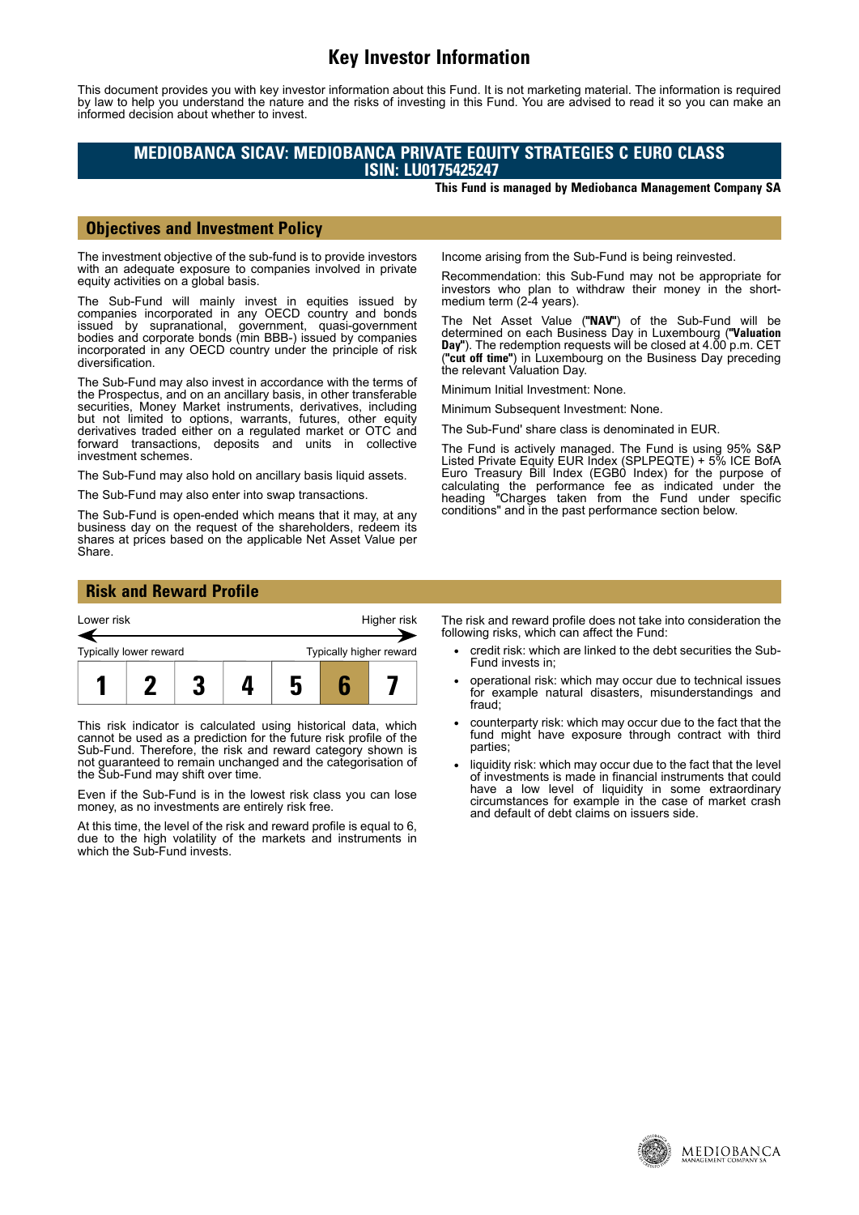# Key Investor Information

This document provides you with key investor information about this Fund. It is not marketing material. The information is required by law to help you understand the nature and the risks of investing in this Fund. You are advised to read it so you can make an informed decision about whether to invest.

## MEDIOBANCA SICAV: MEDIOBANCA PRIVATE EQUITY STRATEGIES C EURO CLASS
## ISIN: LU0175425247

**This Fund is managed by Mediobanca Management Company SA**

## Objectives and Investment Policy

The investment objective of the sub-fund is to provide investors with an adequate exposure to companies involved in private equity activities on a global basis.

The Sub-Fund will mainly invest in equities issued by companies incorporated in any OECD country and bonds issued by supranational, government, quasi-government bodies and corporate bonds (min BBB-) issued by companies incorporated in any OECD country under the principle of risk diversification.

The Sub-Fund may also invest in accordance with the terms of the Prospectus, and on an ancillary basis, in other transferable securities, Money Market instruments, derivatives, including but not limited to options, warrants, futures, other equity derivatives traded either on a regulated market or OTC and forward transactions, deposits and units in collective investment schemes.

The Sub-Fund may also hold on ancillary basis liquid assets.

The Sub-Fund may also enter into swap transactions.

The Sub-Fund is open-ended which means that it may, at any business day on the request of the shareholders, redeem its shares at prices based on the applicable Net Asset Value per Share.

Income arising from the Sub-Fund is being reinvested.

Recommendation: this Sub-Fund may not be appropriate for investors who plan to withdraw their money in the short-medium term (2-4 years).

The Net Asset Value (**"NAV"**) of the Sub-Fund will be determined on each Business Day in Luxembourg (**"Valuation Day"**). The redemption requests will be closed at 4.00 p.m. CET (**"cut off time"**) in Luxembourg on the Business Day preceding the relevant Valuation Day.

Minimum Initial Investment: None.

Minimum Subsequent Investment: None.

The Sub-Fund' share class is denominated in EUR.

The Fund is actively managed. The Fund is using 95% S&P Listed Private Equity EUR Index (SPLPEQTE) + 5% ICE BofA Euro Treasury Bill Index (EGB0 Index) for the purpose of calculating the performance fee as indicated under the heading "Charges taken from the Fund under specific conditions" and in the past performance section below.

## Risk and Reward Profile

Lower risk — Higher risk

Typically lower reward — Typically higher reward

| 1 | 2 | 3 | 4 | 5 | **6** | 7 |
|---|---|---|---|---|---|---|

This risk indicator is calculated using historical data, which cannot be used as a prediction for the future risk profile of the Sub-Fund. Therefore, the risk and reward category shown is not guaranteed to remain unchanged and the categorisation of the Sub-Fund may shift over time.

Even if the Sub-Fund is in the lowest risk class you can lose money, as no investments are entirely risk free.

At this time, the level of the risk and reward profile is equal to 6, due to the high volatility of the markets and instruments in which the Sub-Fund invests.

The risk and reward profile does not take into consideration the following risks, which can affect the Fund:

- credit risk: which are linked to the debt securities the Sub-Fund invests in;
- operational risk: which may occur due to technical issues for example natural disasters, misunderstandings and fraud;
- counterparty risk: which may occur due to the fact that the fund might have exposure through contract with third parties;
- liquidity risk: which may occur due to the fact that the level of investments is made in financial instruments that could have a low level of liquidity in some extraordinary circumstances for example in the case of market crash and default of debt claims on issuers side.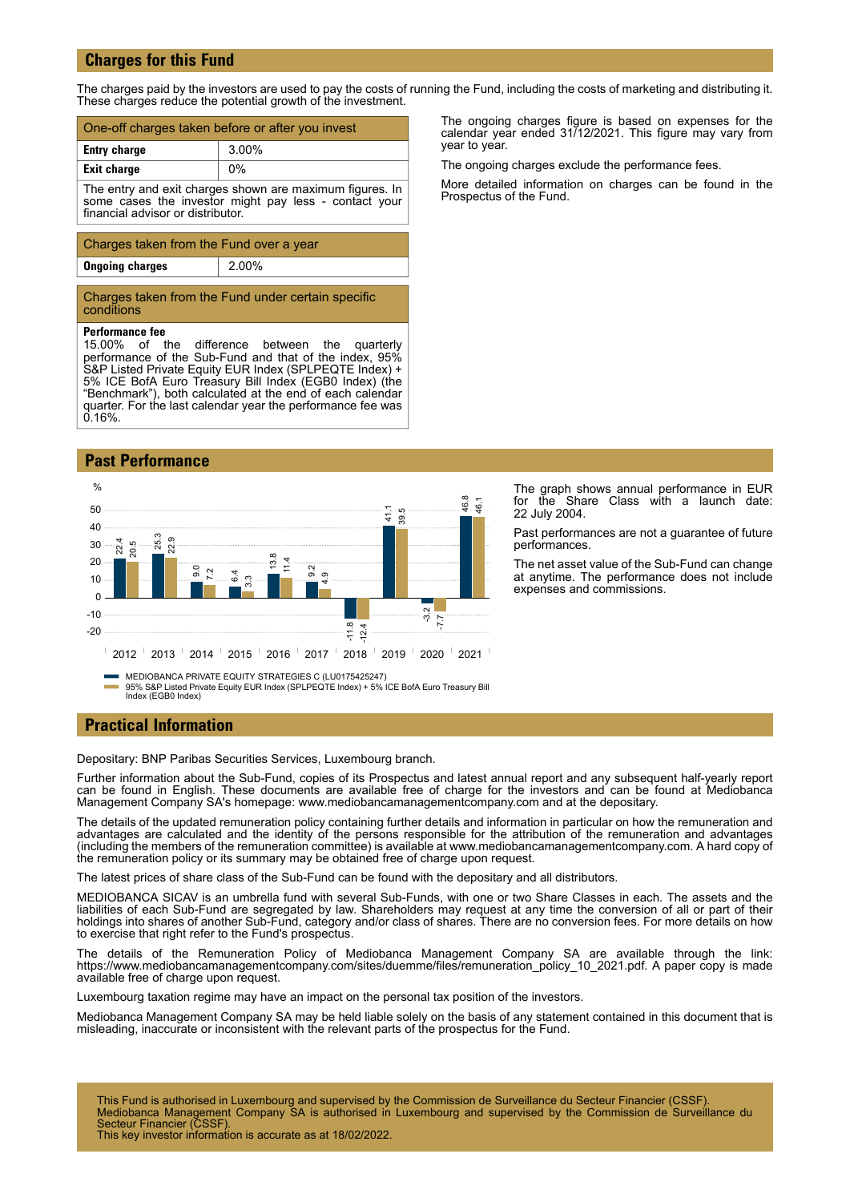## Charges for this Fund

The charges paid by the investors are used to pay the costs of running the Fund, including the costs of marketing and distributing it. These charges reduce the potential growth of the investment.

| One-off charges taken before or after you invest | |
|---|---|
| **Entry charge** | 3.00% |
| **Exit charge** | 0% |

The entry and exit charges shown are maximum figures. In some cases the investor might pay less - contact your financial advisor or distributor.

| Charges taken from the Fund over a year | |
|---|---|
| **Ongoing charges** | 2.00% |

Charges taken from the Fund under certain specific conditions

**Performance fee**
15.00% of the difference between the quarterly performance of the Sub-Fund and that of the index, 95% S&P Listed Private Equity EUR Index (SPLPEQTE Index) + 5% ICE BofA Euro Treasury Bill Index (EGB0 Index) (the "Benchmark"), both calculated at the end of each calendar quarter. For the last calendar year the performance fee was 0.16%.

The ongoing charges figure is based on expenses for the calendar year ended 31/12/2021. This figure may vary from year to year.

The ongoing charges exclude the performance fees.

More detailed information on charges can be found in the Prospectus of the Fund.

## Past Performance

%
50
40
30
20
10
0
-10
-20

22.4 20.5
25.3 22.9
9.0 7.2
6.4 3.3
13.8 11.4
9.2 4.9
-11.8 -12.4
41.1 39.5
-3.2 -7.7
46.8 46.1

2012 2013 2014 2015 2016 2017 2018 2019 2020 2021

MEDIOBANCA PRIVATE EQUITY STRATEGIES C (LU0175425247)
95% S&P Listed Private Equity EUR Index (SPLPEQTE Index) + 5% ICE BofA Euro Treasury Bill Index (EGB0 Index)

The graph shows annual performance in EUR for the Share Class with a launch date: 22 July 2004.

Past performances are not a guarantee of future performances.

The net asset value of the Sub-Fund can change at anytime. The performance does not include expenses and commissions.

## Practical Information

Depositary: BNP Paribas Securities Services, Luxembourg branch.

Further information about the Sub-Fund, copies of its Prospectus and latest annual report and any subsequent half-yearly report can be found in English. These documents are available free of charge for the investors and can be found at Mediobanca Management Company SA's homepage: www.mediobancamanagementcompany.com and at the depositary.

The details of the updated remuneration policy containing further details and information in particular on how the remuneration and advantages are calculated and the identity of the persons responsible for the attribution of the remuneration and advantages (including the members of the remuneration committee) is available at www.mediobancamanagementcompany.com. A hard copy of the remuneration policy or its summary may be obtained free of charge upon request.

The latest prices of share class of the Sub-Fund can be found with the depositary and all distributors.

MEDIOBANCA SICAV is an umbrella fund with several Sub-Funds, with one or two Share Classes in each. The assets and the liabilities of each Sub-Fund are segregated by law. Shareholders may request at any time the conversion of all or part of their holdings into shares of another Sub-Fund, category and/or class of shares. There are no conversion fees. For more details on how to exercise that right refer to the Fund's prospectus.

The details of the Remuneration Policy of Mediobanca Management Company SA are available through the link: https://www.mediobancamanagementcompany.com/sites/duemme/files/remuneration_policy_10_2021.pdf. A paper copy is made available free of charge upon request.

Luxembourg taxation regime may have an impact on the personal tax position of the investors.

Mediobanca Management Company SA may be held liable solely on the basis of any statement contained in this document that is misleading, inaccurate or inconsistent with the relevant parts of the prospectus for the Fund.

This Fund is authorised in Luxembourg and supervised by the Commission de Surveillance du Secteur Financier (CSSF).
Mediobanca Management Company SA is authorised in Luxembourg and supervised by the Commission de Surveillance du Secteur Financier (CSSF).
This key investor information is accurate as at 18/02/2022.